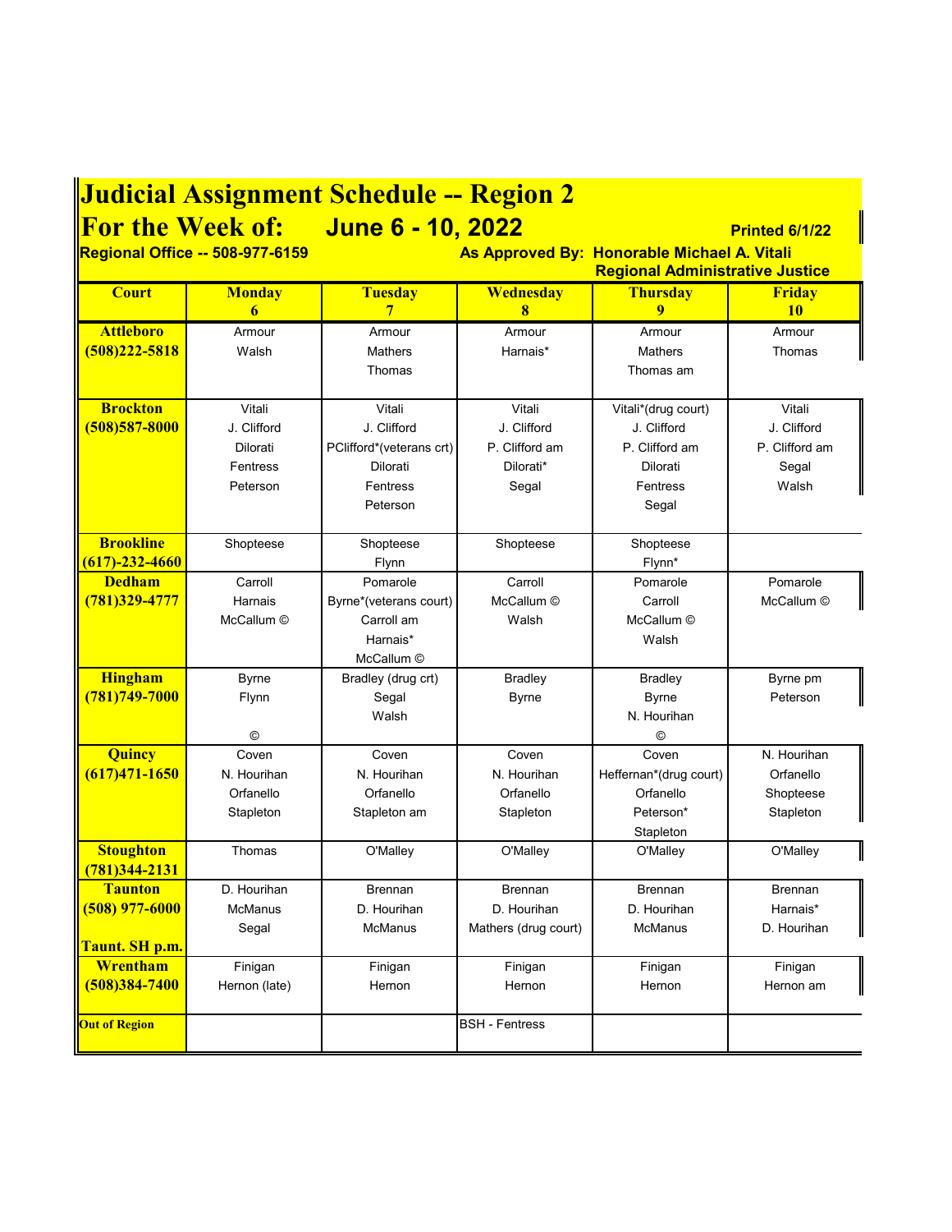# Judicial Assignment Schedule -- Region 2

## For the Week of: June 6 - 10, 2022

**Printed 6/1/22**

**Regional Office -- 508-977-6159**

**As Approved By: Honorable Michael A. Vitali**
**Regional Administrative Justice**

| Court | Monday 6 | Tuesday 7 | Wednesday 8 | Thursday 9 | Friday 10 |
|---|---|---|---|---|---|
| **Attleboro (508)222-5818** | Armour<br>Walsh | Armour<br>Mathers<br>Thomas | Armour<br>Harnais* | Armour<br>Mathers<br>Thomas am | Armour<br>Thomas |
| **Brockton (508)587-8000** | Vitali<br>J. Clifford<br>Dilorati<br>Fentress<br>Peterson | Vitali<br>J. Clifford<br>PClifford*(veterans crt)<br>Dilorati<br>Fentress<br>Peterson | Vitali<br>J. Clifford<br>P. Clifford am<br>Dilorati*<br>Segal | Vitali*(drug court)<br>J. Clifford<br>P. Clifford am<br>Dilorati<br>Fentress<br>Segal | Vitali<br>J. Clifford<br>P. Clifford am<br>Segal<br>Walsh |
| **Brookline (617)-232-4660** | Shopteese | Shopteese<br>Flynn | Shopteese | Shopteese<br>Flynn* | |
| **Dedham (781)329-4777** | Carroll<br>Harnais<br>McCallum © | Pomarole<br>Byrne*(veterans court)<br>Carroll am<br>Harnais*<br>McCallum © | Carroll<br>McCallum ©<br>Walsh | Pomarole<br>Carroll<br>McCallum ©<br>Walsh | Pomarole<br>McCallum © |
| **Hingham (781)749-7000** | Byrne<br>Flynn<br>© | Bradley (drug crt)<br>Segal<br>Walsh | Bradley<br>Byrne | Bradley<br>Byrne<br>N. Hourihan<br>© | Byrne pm<br>Peterson |
| **Quincy (617)471-1650** | Coven<br>N. Hourihan<br>Orfanello<br>Stapleton | Coven<br>N. Hourihan<br>Orfanello<br>Stapleton am | Coven<br>N. Hourihan<br>Orfanello<br>Stapleton | Coven<br>Heffernan*(drug court)<br>Orfanello<br>Peterson*<br>Stapleton | N. Hourihan<br>Orfanello<br>Shopteese<br>Stapleton |
| **Stoughton (781)344-2131** | Thomas | O'Malley | O'Malley | O'Malley | O'Malley |
| **Taunton (508) 977-6000**<br><br>**Taunt. SH p.m.** | D. Hourihan<br>McManus<br>Segal | Brennan<br>D. Hourihan<br>McManus | Brennan<br>D. Hourihan<br>Mathers (drug court) | Brennan<br>D. Hourihan<br>McManus | Brennan<br>Harnais*<br>D. Hourihan |
| **Wrentham (508)384-7400** | Finigan<br>Hernon (late) | Finigan<br>Hernon | Finigan<br>Hernon | Finigan<br>Hernon | Finigan<br>Hernon am |
| **Out of Region** | | | BSH - Fentress | | |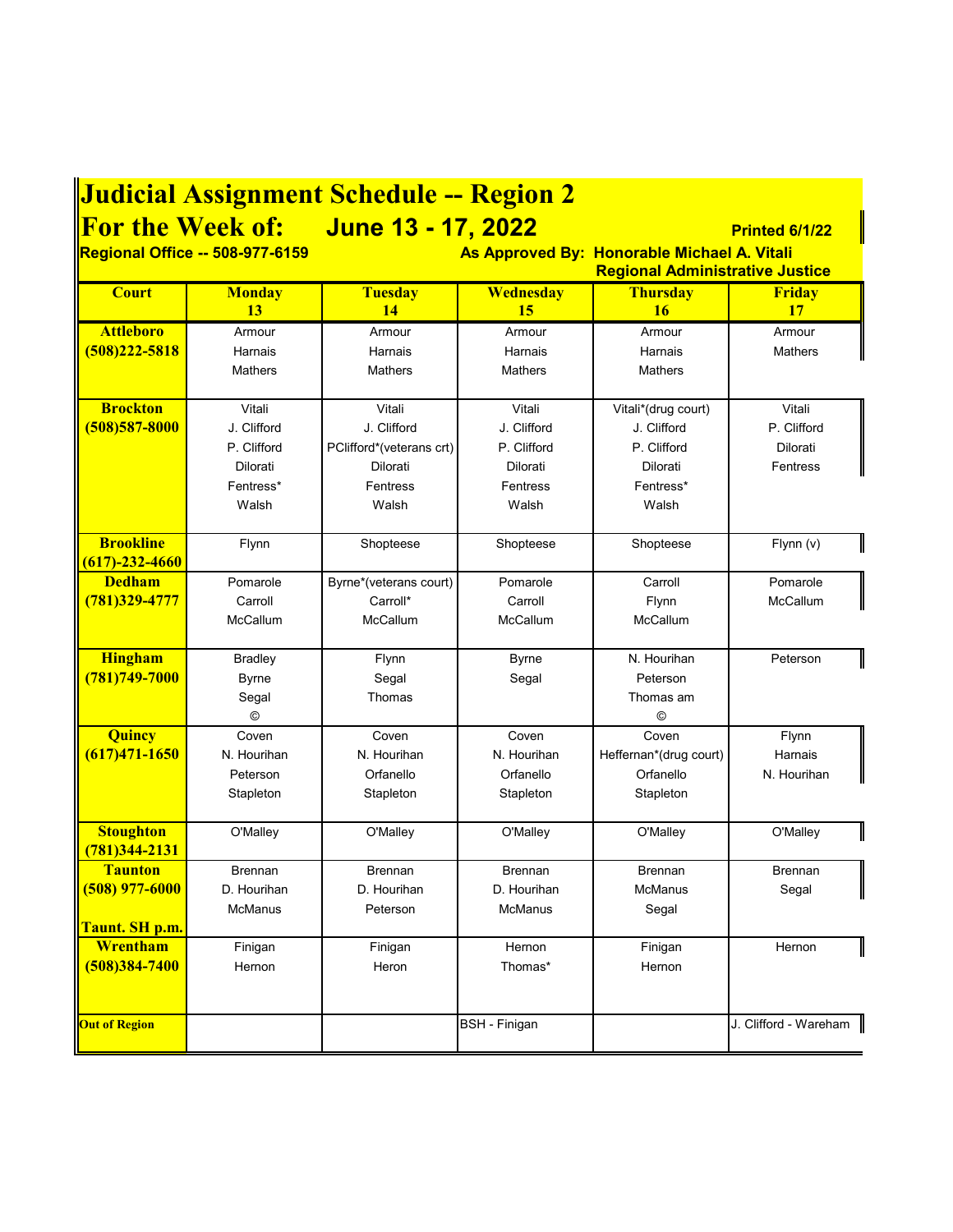# Judicial Assignment Schedule -- Region 2

## For the Week of: June 13 - 17, 2022

**Printed 6/1/22**

**Regional Office -- 508-977-6159**

**As Approved By: Honorable Michael A. Vitali**
**Regional Administrative Justice**

| Court | Monday 13 | Tuesday 14 | Wednesday 15 | Thursday 16 | Friday 17 |
|---|---|---|---|---|---|
| **Attleboro (508)222-5818** | Armour<br>Harnais<br>Mathers | Armour<br>Harnais<br>Mathers | Armour<br>Harnais<br>Mathers | Armour<br>Harnais<br>Mathers | Armour<br>Mathers |
| **Brockton (508)587-8000** | Vitali<br>J. Clifford<br>P. Clifford<br>Dilorati<br>Fentress*<br>Walsh | Vitali<br>J. Clifford<br>PClifford*(veterans crt)<br>Dilorati<br>Fentress<br>Walsh | Vitali<br>J. Clifford<br>P. Clifford<br>Dilorati<br>Fentress<br>Walsh | Vitali*(drug court)<br>J. Clifford<br>P. Clifford<br>Dilorati<br>Fentress*<br>Walsh | Vitali<br>P. Clifford<br>Dilorati<br>Fentress |
| **Brookline (617)-232-4660** | Flynn | Shopteese | Shopteese | Shopteese | Flynn (v) |
| **Dedham (781)329-4777** | Pomarole<br>Carroll<br>McCallum | Byrne*(veterans court)<br>Carroll*<br>McCallum | Pomarole<br>Carroll<br>McCallum | Carroll<br>Flynn<br>McCallum | Pomarole<br>McCallum |
| **Hingham (781)749-7000** | Bradley<br>Byrne<br>Segal<br>© | Flynn<br>Segal<br>Thomas | Byrne<br>Segal | N. Hourihan<br>Peterson<br>Thomas am<br>© | Peterson |
| **Quincy (617)471-1650** | Coven<br>N. Hourihan<br>Peterson<br>Stapleton | Coven<br>N. Hourihan<br>Orfanello<br>Stapleton | Coven<br>N. Hourihan<br>Orfanello<br>Stapleton | Coven<br>Heffernan*(drug court)<br>Orfanello<br>Stapleton | Flynn<br>Harnais<br>N. Hourihan |
| **Stoughton (781)344-2131** | O'Malley | O'Malley | O'Malley | O'Malley | O'Malley |
| **Taunton (508) 977-6000**<br>**Taunt. SH p.m.** | Brennan<br>D. Hourihan<br>McManus | Brennan<br>D. Hourihan<br>Peterson | Brennan<br>D. Hourihan<br>McManus | Brennan<br>McManus<br>Segal | Brennan<br>Segal |
| **Wrentham (508)384-7400** | Finigan<br>Hernon | Finigan<br>Heron | Hernon<br>Thomas* | Finigan<br>Hernon | Hernon |
| **Out of Region** | | | BSH - Finigan | | J. Clifford - Wareham |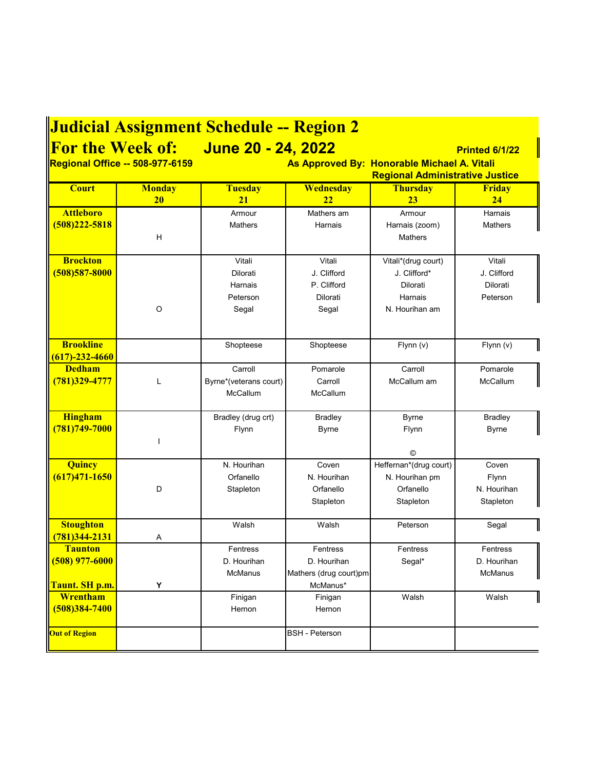# Judicial Assignment Schedule -- Region 2

## For the Week of: June 20 - 24, 2022

**Printed 6/1/22**

**Regional Office -- 508-977-6159**

**As Approved By: Honorable Michael A. Vitali**
**Regional Administrative Justice**

| Court | Monday 20 | Tuesday 21 | Wednesday 22 | Thursday 23 | Friday 24 |
|---|---|---|---|---|---|
| **Attleboro (508)222-5818** | H | Armour<br>Mathers | Mathers am<br>Harnais | Armour<br>Harnais (zoom)<br>Mathers | Harnais<br>Mathers |
| **Brockton (508)587-8000** | O | Vitali<br>Dilorati<br>Harnais<br>Peterson<br>Segal | Vitali<br>J. Clifford<br>P. Clifford<br>Dilorati<br>Segal | Vitali*(drug court)<br>J. Clifford*<br>Dilorati<br>Harnais<br>N. Hourihan am | Vitali<br>J. Clifford<br>Dilorati<br>Peterson |
| **Brookline (617)-232-4660** | | Shopteese | Shopteese | Flynn (v) | Flynn (v) |
| **Dedham (781)329-4777** | L | Carroll<br>Byrne*(veterans court)<br>McCallum | Pomarole<br>Carroll<br>McCallum | Carroll<br>McCallum am | Pomarole<br>McCallum |
| **Hingham (781)749-7000** | I | Bradley (drug crt)<br>Flynn | Bradley<br>Byrne | Byrne<br>Flynn<br>© | Bradley<br>Byrne |
| **Quincy (617)471-1650** | D | N. Hourihan<br>Orfanello<br>Stapleton | Coven<br>N. Hourihan<br>Orfanello<br>Stapleton | Heffernan*(drug court)<br>N. Hourihan pm<br>Orfanello<br>Stapleton | Coven<br>Flynn<br>N. Hourihan<br>Stapleton |
| **Stoughton (781)344-2131** | A | Walsh | Walsh | Peterson | Segal |
| **Taunton (508) 977-6000**<br>**Taunt. SH p.m.** | Y | Fentress<br>D. Hourihan<br>McManus | Fentress<br>D. Hourihan<br>Mathers (drug court)pm<br>McManus* | Fentress<br>Segal* | Fentress<br>D. Hourihan<br>McManus |
| **Wrentham (508)384-7400** | | Finigan<br>Hernon | Finigan<br>Hernon | Walsh | Walsh |
| **Out of Region** | | | BSH - Peterson | | |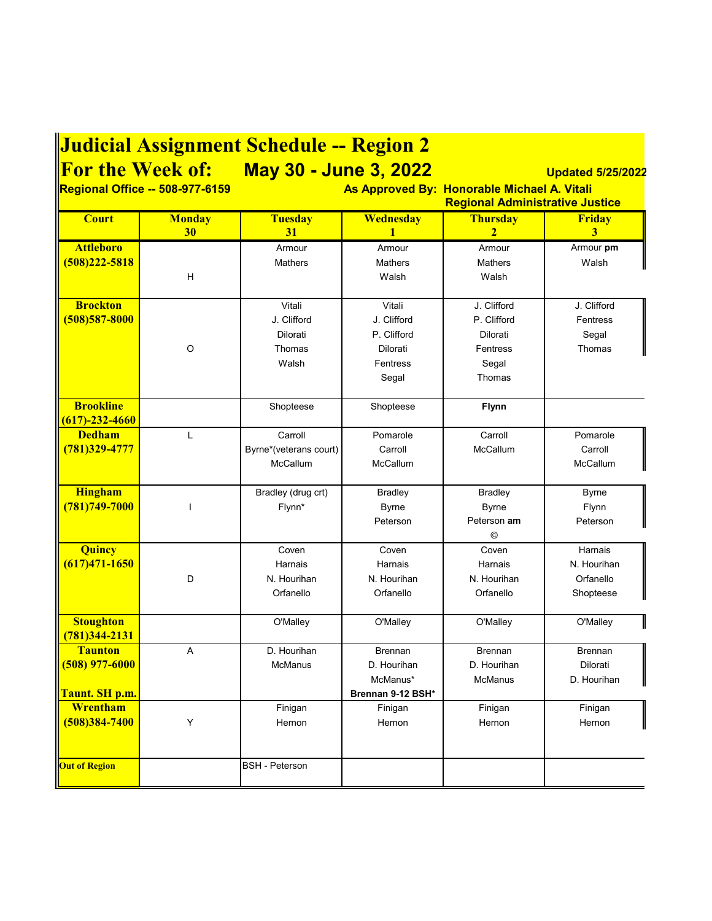# Judicial Assignment Schedule -- Region 2

## For the Week of: May 30 - June 3, 2022

**Updated 5/25/2022**

**Regional Office -- 508-977-6159**

**As Approved By: Honorable Michael A. Vitali**
**Regional Administrative Justice**

| Court | Monday 30 | Tuesday 31 | Wednesday 1 | Thursday 2 | Friday 3 |
|---|---|---|---|---|---|
| **Attleboro (508)222-5818** | H | Armour<br>Mathers | Armour<br>Mathers<br>Walsh | Armour<br>Mathers<br>Walsh | Armour **pm**<br>Walsh |
| **Brockton (508)587-8000** | O | Vitali<br>J. Clifford<br>Dilorati<br>Thomas<br>Walsh | Vitali<br>J. Clifford<br>P. Clifford<br>Dilorati<br>Fentress<br>Segal | J. Clifford<br>P. Clifford<br>Dilorati<br>Fentress<br>Segal<br>Thomas | J. Clifford<br>Fentress<br>Segal<br>Thomas |
| **Brookline (617)-232-4660** | | Shopteese | Shopteese | **Flynn** | |
| **Dedham (781)329-4777** | L | Carroll<br>Byrne*(veterans court)<br>McCallum | Pomarole<br>Carroll<br>McCallum | Carroll<br>McCallum | Pomarole<br>Carroll<br>McCallum |
| **Hingham (781)749-7000** | I | Bradley (drug crt)<br>Flynn* | Bradley<br>Byrne<br>Peterson | Bradley<br>Byrne<br>Peterson **am**<br>© | Byrne<br>Flynn<br>Peterson |
| **Quincy (617)471-1650** | D | Coven<br>Harnais<br>N. Hourihan<br>Orfanello | Coven<br>Harnais<br>N. Hourihan<br>Orfanello | Coven<br>Harnais<br>N. Hourihan<br>Orfanello | Harnais<br>N. Hourihan<br>Orfanello<br>Shopteese |
| **Stoughton (781)344-2131** | | O'Malley | O'Malley | O'Malley | O'Malley |
| **Taunton (508) 977-6000**<br>**Taunt. SH p.m.** | A | D. Hourihan<br>McManus | Brennan<br>D. Hourihan<br>McManus*<br>**Brennan 9-12 BSH*** | Brennan<br>D. Hourihan<br>McManus | Brennan<br>Dilorati<br>D. Hourihan |
| **Wrentham (508)384-7400** | Y | Finigan<br>Hernon | Finigan<br>Hernon | Finigan<br>Hernon | Finigan<br>Hernon |
| **Out of Region** | | BSH - Peterson | | | |